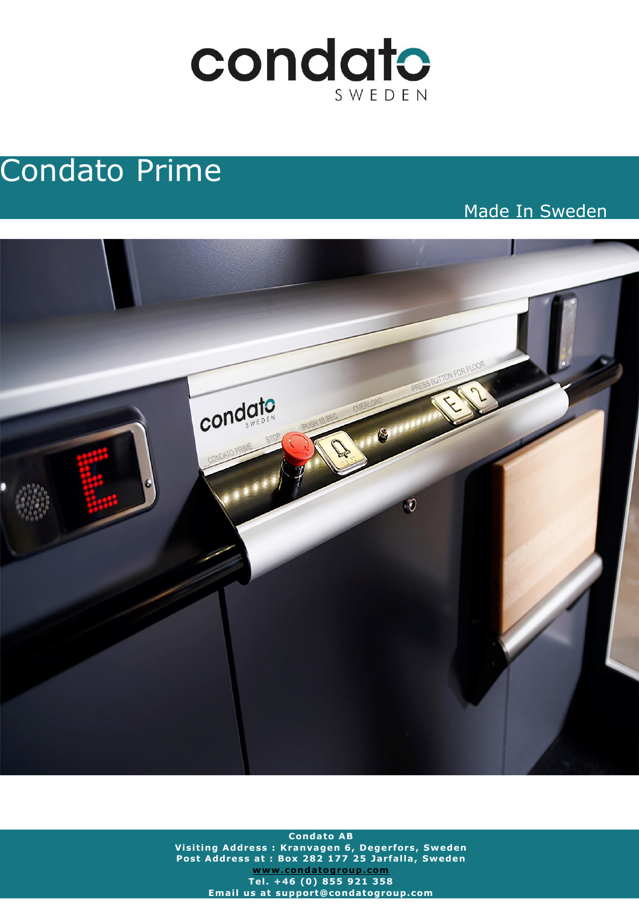condato
SWEDEN

# Condato Prime

Made In Sweden

**Condato AB**
**Visiting Address : Kranvagen 6, Degerfors, Sweden**
**Post Address at : Box 282 177 25 Jarfalla, Sweden**
**www.condatogroup.com**
**Tel. +46 (0) 855 921 358**
**Email us at support@condatogroup.com**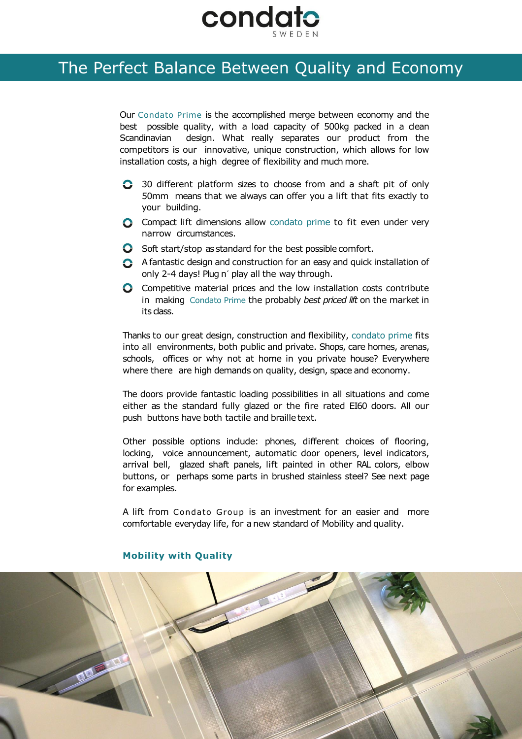condato
SWEDEN

# The Perfect Balance Between Quality and Economy

Our Condato Prime is the accomplished merge between economy and the best possible quality, with a load capacity of 500kg packed in a clean Scandinavian design. What really separates our product from the competitors is our innovative, unique construction, which allows for low installation costs, a high degree of flexibility and much more.

- 30 different platform sizes to choose from and a shaft pit of only 50mm means that we always can offer you a lift that fits exactly to your building.
- Compact lift dimensions allow condato prime to fit even under very narrow circumstances.
- Soft start/stop as standard for the best possible comfort.
- A fantastic design and construction for an easy and quick installation of only 2-4 days! Plug n´ play all the way through.
- Competitive material prices and the low installation costs contribute in making Condato Prime the probably *best priced lift* on the market in its class.

Thanks to our great design, construction and flexibility, condato prime fits into all environments, both public and private. Shops, care homes, arenas, schools, offices or why not at home in you private house? Everywhere where there are high demands on quality, design, space and economy.

The doors provide fantastic loading possibilities in all situations and come either as the standard fully glazed or the fire rated EI60 doors. All our push buttons have both tactile and braille text.

Other possible options include: phones, different choices of flooring, locking, voice announcement, automatic door openers, level indicators, arrival bell, glazed shaft panels, lift painted in other RAL colors, elbow buttons, or perhaps some parts in brushed stainless steel? See next page for examples.

A lift from Condato Group is an investment for an easier and more comfortable everyday life, for a new standard of Mobility and quality.

**Mobility with Quality**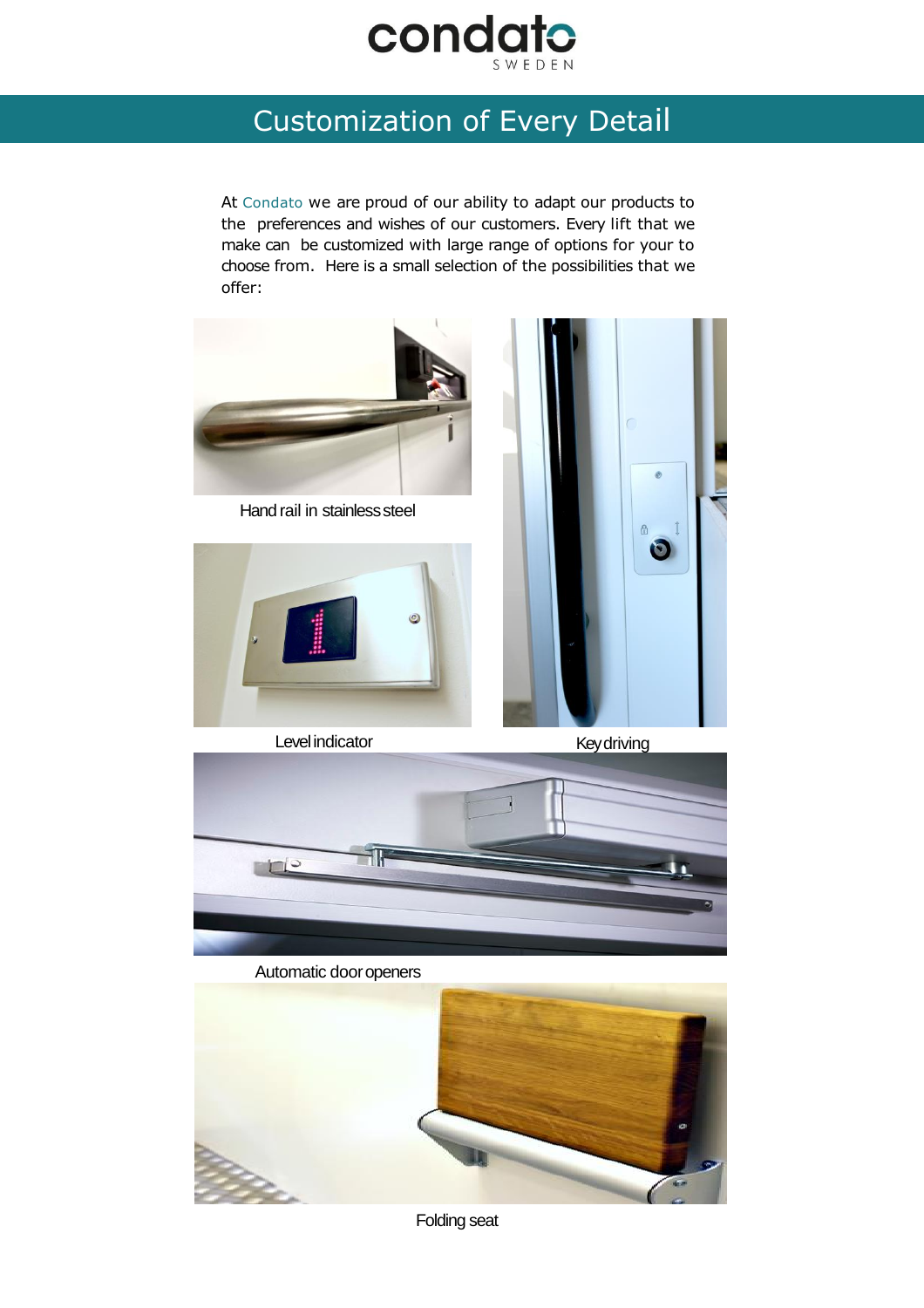# Customization of Every Detail

At Condato we are proud of our ability to adapt our products to the preferences and wishes of our customers. Every lift that we make can be customized with large range of options for your to choose from. Here is a small selection of the possibilities that we offer:

Hand rail in stainless steel

Level indicator

Key driving

Automatic door openers

Folding seat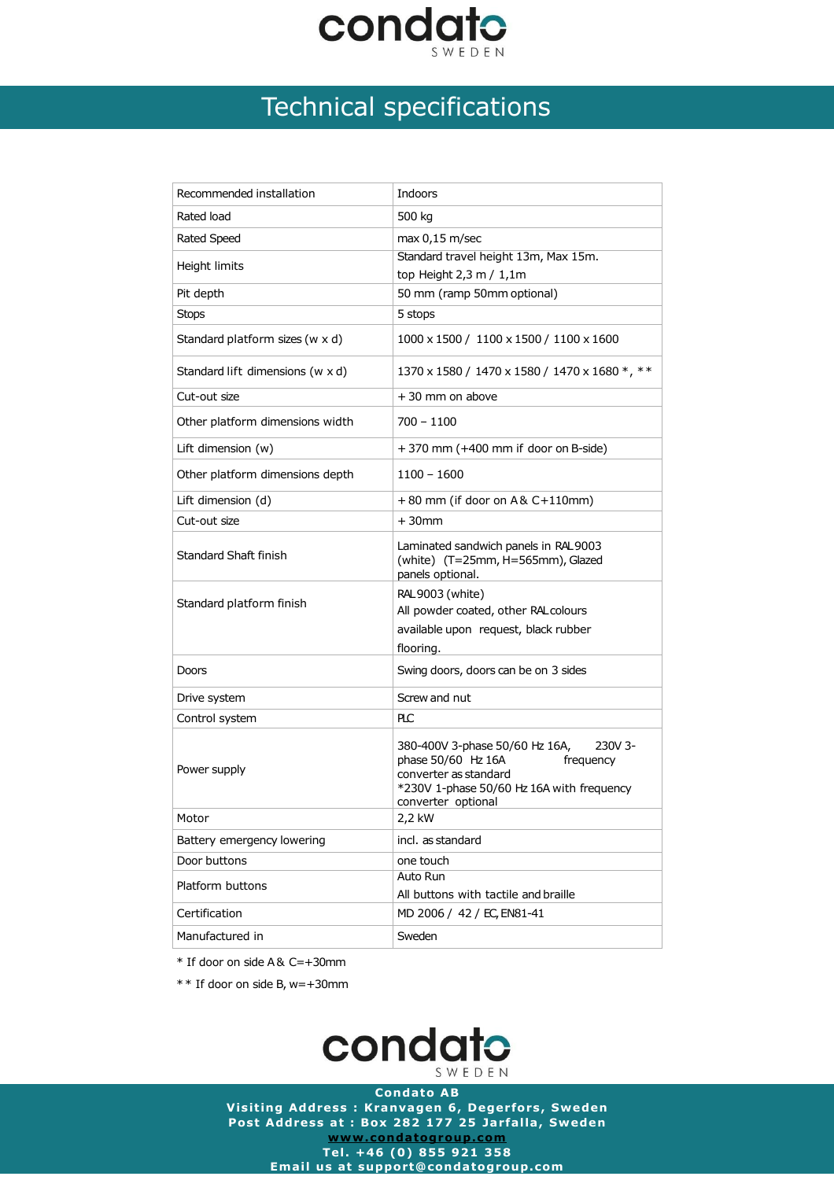# Technical specifications

| | |
|---|---|
| Recommended installation | Indoors |
| Rated load | 500 kg |
| Rated Speed | max 0,15 m/sec |
| Height limits | Standard travel height 13m, Max 15m. top Height 2,3 m / 1,1m |
| Pit depth | 50 mm (ramp 50mm optional) |
| Stops | 5 stops |
| Standard platform sizes (w x d) | 1000 x 1500 / 1100 x 1500 / 1100 x 1600 |
| Standard lift dimensions (w x d) | 1370 x 1580 / 1470 x 1580 / 1470 x 1680 *, ** |
| Cut-out size | + 30 mm on above |
| Other platform dimensions width | 700 – 1100 |
| Lift dimension (w) | + 370 mm (+400 mm if door on B-side) |
| Other platform dimensions depth | 1100 – 1600 |
| Lift dimension (d) | + 80 mm (if door on A & C+110mm) |
| Cut-out size | + 30mm |
| Standard Shaft finish | Laminated sandwich panels in RAL 9003 (white) (T=25mm, H=565mm), Glazed panels optional. |
| Standard platform finish | RAL 9003 (white) All powder coated, other RAL colours available upon request, black rubber flooring. |
| Doors | Swing doors, doors can be on 3 sides |
| Drive system | Screw and nut |
| Control system | PLC |
| Power supply | 380-400V 3-phase 50/60 Hz 16A, 230V 3-phase 50/60 Hz 16A frequency converter as standard *230V 1-phase 50/60 Hz 16A with frequency converter optional |
| Motor | 2,2 kW |
| Battery emergency lowering | incl. as standard |
| Door buttons | one touch |
| Platform buttons | Auto Run All buttons with tactile and braille |
| Certification | MD 2006 / 42 / EC, EN81-41 |
| Manufactured in | Sweden |

* If door on side A & C=+30mm

** If door on side B, w=+30mm

**Condato AB**
**Visiting Address : Kranvagen 6, Degerfors, Sweden**
**Post Address at : Box 282 177 25 Jarfalla, Sweden**
**www.condatogroup.com**
**Tel. +46 (0) 855 921 358**
**Email us at support@condatogroup.com**